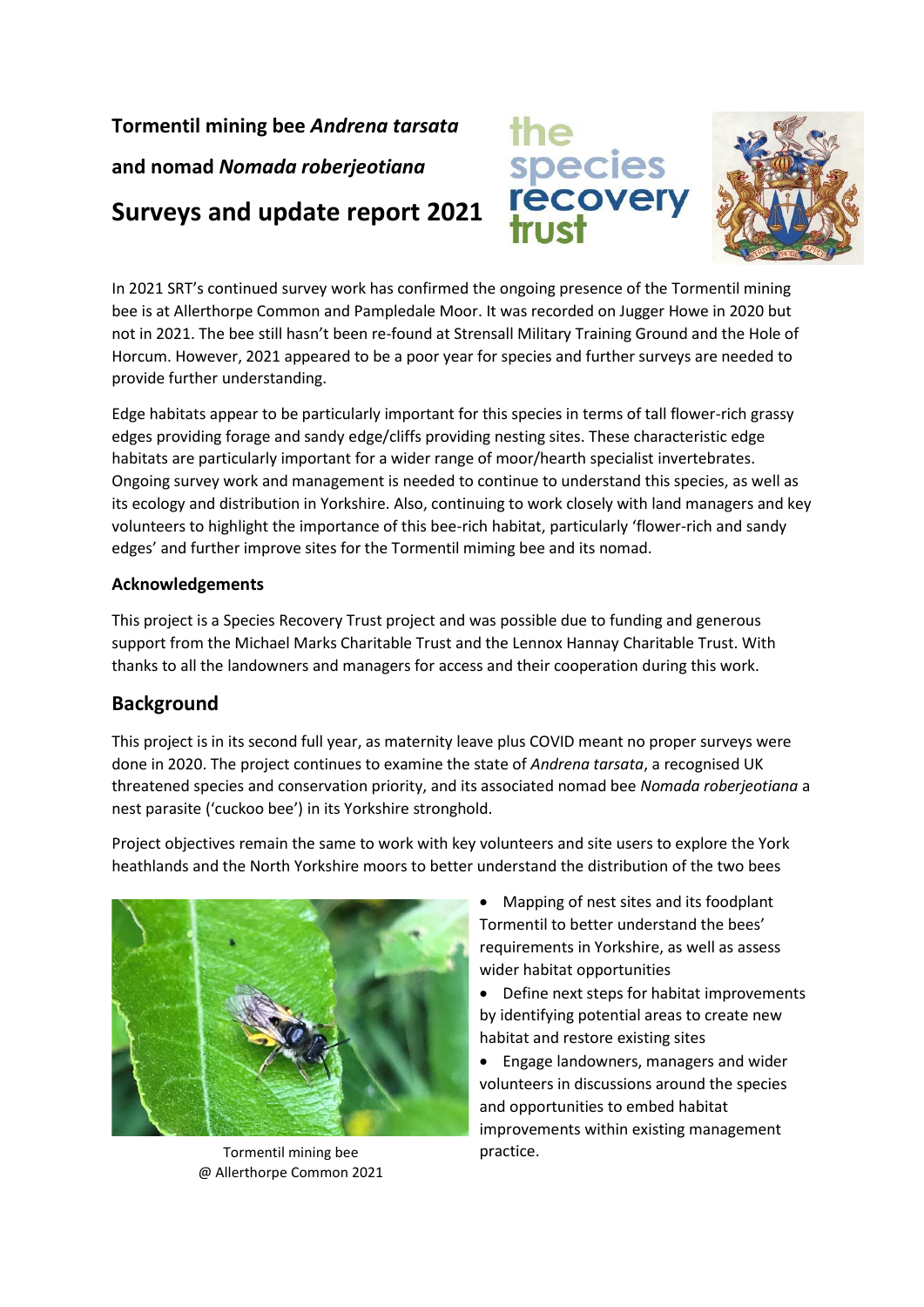**Tormentil mining bee *Andrena tarsata***

**and nomad *Nomada roberjeotiana***

## Surveys and update report 2021

In 2021 SRT's continued survey work has confirmed the ongoing presence of the Tormentil mining bee is at Allerthorpe Common and Pampledale Moor. It was recorded on Jugger Howe in 2020 but not in 2021. The bee still hasn't been re-found at Strensall Military Training Ground and the Hole of Horcum. However, 2021 appeared to be a poor year for species and further surveys are needed to provide further understanding.

Edge habitats appear to be particularly important for this species in terms of tall flower-rich grassy edges providing forage and sandy edge/cliffs providing nesting sites. These characteristic edge habitats are particularly important for a wider range of moor/hearth specialist invertebrates. Ongoing survey work and management is needed to continue to understand this species, as well as its ecology and distribution in Yorkshire. Also, continuing to work closely with land managers and key volunteers to highlight the importance of this bee-rich habitat, particularly 'flower-rich and sandy edges' and further improve sites for the Tormentil miming bee and its nomad.

### Acknowledgements

This project is a Species Recovery Trust project and was possible due to funding and generous support from the Michael Marks Charitable Trust and the Lennox Hannay Charitable Trust. With thanks to all the landowners and managers for access and their cooperation during this work.

## Background

This project is in its second full year, as maternity leave plus COVID meant no proper surveys were done in 2020. The project continues to examine the state of *Andrena tarsata*, a recognised UK threatened species and conservation priority, and its associated nomad bee *Nomada roberjeotiana* a nest parasite ('cuckoo bee') in its Yorkshire stronghold.

Project objectives remain the same to work with key volunteers and site users to explore the York heathlands and the North Yorkshire moors to better understand the distribution of the two bees

- Mapping of nest sites and its foodplant Tormentil to better understand the bees' requirements in Yorkshire, as well as assess wider habitat opportunities
- Define next steps for habitat improvements by identifying potential areas to create new habitat and restore existing sites
- Engage landowners, managers and wider volunteers in discussions around the species and opportunities to embed habitat improvements within existing management practice.

Tormentil mining bee @ Allerthorpe Common 2021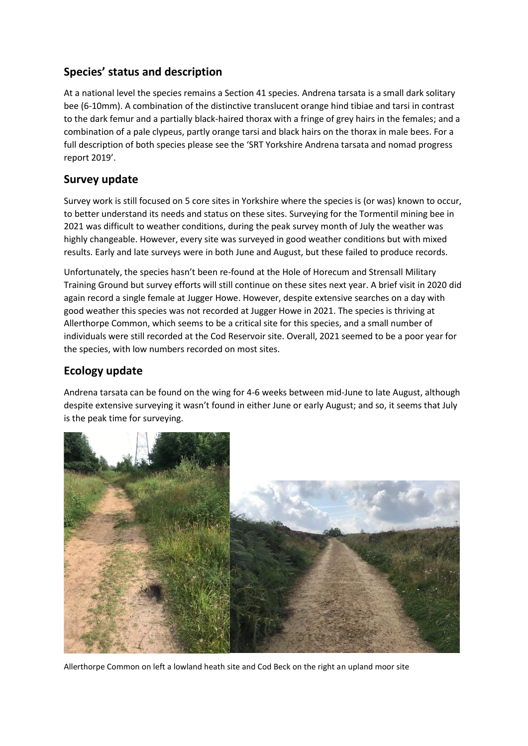## Species' status and description

At a national level the species remains a Section 41 species. Andrena tarsata is a small dark solitary bee (6-10mm). A combination of the distinctive translucent orange hind tibiae and tarsi in contrast to the dark femur and a partially black-haired thorax with a fringe of grey hairs in the females; and a combination of a pale clypeus, partly orange tarsi and black hairs on the thorax in male bees. For a full description of both species please see the 'SRT Yorkshire Andrena tarsata and nomad progress report 2019'.

## Survey update

Survey work is still focused on 5 core sites in Yorkshire where the species is (or was) known to occur, to better understand its needs and status on these sites. Surveying for the Tormentil mining bee in 2021 was difficult to weather conditions, during the peak survey month of July the weather was highly changeable. However, every site was surveyed in good weather conditions but with mixed results. Early and late surveys were in both June and August, but these failed to produce records.

Unfortunately, the species hasn't been re-found at the Hole of Horecum and Strensall Military Training Ground but survey efforts will still continue on these sites next year. A brief visit in 2020 did again record a single female at Jugger Howe. However, despite extensive searches on a day with good weather this species was not recorded at Jugger Howe in 2021. The species is thriving at Allerthorpe Common, which seems to be a critical site for this species, and a small number of individuals were still recorded at the Cod Reservoir site. Overall, 2021 seemed to be a poor year for the species, with low numbers recorded on most sites.

## Ecology update

Andrena tarsata can be found on the wing for 4-6 weeks between mid-June to late August, although despite extensive surveying it wasn't found in either June or early August; and so, it seems that July is the peak time for surveying.

Allerthorpe Common on left a lowland heath site and Cod Beck on the right an upland moor site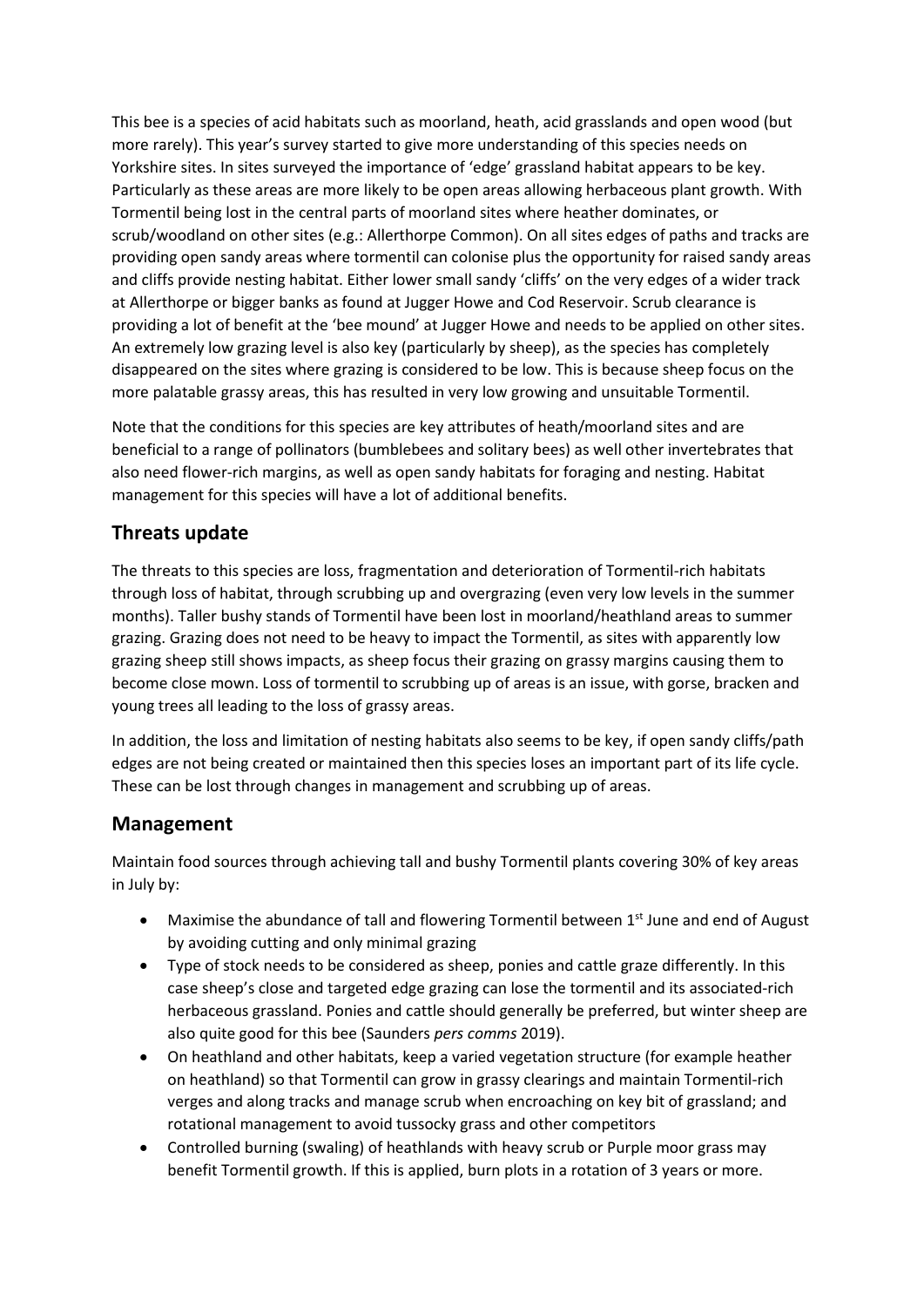This bee is a species of acid habitats such as moorland, heath, acid grasslands and open wood (but more rarely). This year's survey started to give more understanding of this species needs on Yorkshire sites. In sites surveyed the importance of 'edge' grassland habitat appears to be key. Particularly as these areas are more likely to be open areas allowing herbaceous plant growth. With Tormentil being lost in the central parts of moorland sites where heather dominates, or scrub/woodland on other sites (e.g.: Allerthorpe Common). On all sites edges of paths and tracks are providing open sandy areas where tormentil can colonise plus the opportunity for raised sandy areas and cliffs provide nesting habitat. Either lower small sandy 'cliffs' on the very edges of a wider track at Allerthorpe or bigger banks as found at Jugger Howe and Cod Reservoir. Scrub clearance is providing a lot of benefit at the 'bee mound' at Jugger Howe and needs to be applied on other sites. An extremely low grazing level is also key (particularly by sheep), as the species has completely disappeared on the sites where grazing is considered to be low. This is because sheep focus on the more palatable grassy areas, this has resulted in very low growing and unsuitable Tormentil.

Note that the conditions for this species are key attributes of heath/moorland sites and are beneficial to a range of pollinators (bumblebees and solitary bees) as well other invertebrates that also need flower-rich margins, as well as open sandy habitats for foraging and nesting. Habitat management for this species will have a lot of additional benefits.

## Threats update

The threats to this species are loss, fragmentation and deterioration of Tormentil-rich habitats through loss of habitat, through scrubbing up and overgrazing (even very low levels in the summer months). Taller bushy stands of Tormentil have been lost in moorland/heathland areas to summer grazing. Grazing does not need to be heavy to impact the Tormentil, as sites with apparently low grazing sheep still shows impacts, as sheep focus their grazing on grassy margins causing them to become close mown. Loss of tormentil to scrubbing up of areas is an issue, with gorse, bracken and young trees all leading to the loss of grassy areas.

In addition, the loss and limitation of nesting habitats also seems to be key, if open sandy cliffs/path edges are not being created or maintained then this species loses an important part of its life cycle. These can be lost through changes in management and scrubbing up of areas.

## Management

Maintain food sources through achieving tall and bushy Tormentil plants covering 30% of key areas in July by:

- Maximise the abundance of tall and flowering Tormentil between 1st June and end of August by avoiding cutting and only minimal grazing
- Type of stock needs to be considered as sheep, ponies and cattle graze differently. In this case sheep's close and targeted edge grazing can lose the tormentil and its associated-rich herbaceous grassland. Ponies and cattle should generally be preferred, but winter sheep are also quite good for this bee (Saunders *pers comms* 2019).
- On heathland and other habitats, keep a varied vegetation structure (for example heather on heathland) so that Tormentil can grow in grassy clearings and maintain Tormentil-rich verges and along tracks and manage scrub when encroaching on key bit of grassland; and rotational management to avoid tussocky grass and other competitors
- Controlled burning (swaling) of heathlands with heavy scrub or Purple moor grass may benefit Tormentil growth. If this is applied, burn plots in a rotation of 3 years or more.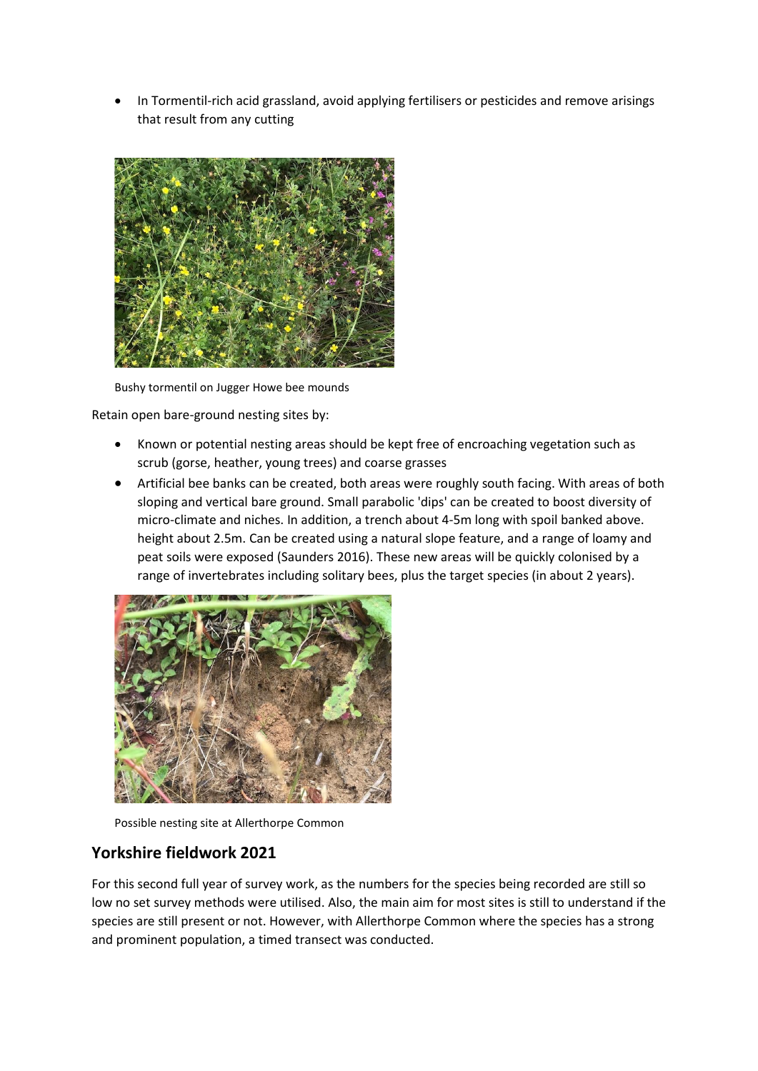- In Tormentil-rich acid grassland, avoid applying fertilisers or pesticides and remove arisings that result from any cutting

Bushy tormentil on Jugger Howe bee mounds

Retain open bare-ground nesting sites by:

- Known or potential nesting areas should be kept free of encroaching vegetation such as scrub (gorse, heather, young trees) and coarse grasses
- Artificial bee banks can be created, both areas were roughly south facing. With areas of both sloping and vertical bare ground. Small parabolic 'dips' can be created to boost diversity of micro-climate and niches. In addition, a trench about 4-5m long with spoil banked above. height about 2.5m. Can be created using a natural slope feature, and a range of loamy and peat soils were exposed (Saunders 2016). These new areas will be quickly colonised by a range of invertebrates including solitary bees, plus the target species (in about 2 years).

Possible nesting site at Allerthorpe Common

## Yorkshire fieldwork 2021

For this second full year of survey work, as the numbers for the species being recorded are still so low no set survey methods were utilised. Also, the main aim for most sites is still to understand if the species are still present or not. However, with Allerthorpe Common where the species has a strong and prominent population, a timed transect was conducted.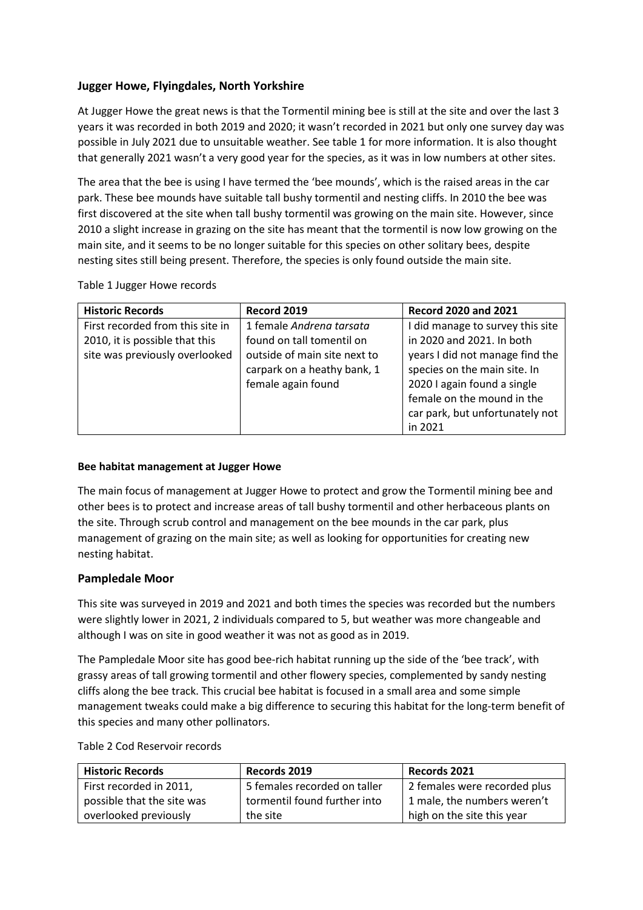## Jugger Howe, Flyingdales, North Yorkshire

At Jugger Howe the great news is that the Tormentil mining bee is still at the site and over the last 3 years it was recorded in both 2019 and 2020; it wasn't recorded in 2021 but only one survey day was possible in July 2021 due to unsuitable weather. See table 1 for more information. It is also thought that generally 2021 wasn't a very good year for the species, as it was in low numbers at other sites.

The area that the bee is using I have termed the 'bee mounds', which is the raised areas in the car park. These bee mounds have suitable tall bushy tormentil and nesting cliffs. In 2010 the bee was first discovered at the site when tall bushy tormentil was growing on the main site. However, since 2010 a slight increase in grazing on the site has meant that the tormentil is now low growing on the main site, and it seems to be no longer suitable for this species on other solitary bees, despite nesting sites still being present. Therefore, the species is only found outside the main site.

Table 1 Jugger Howe records

| Historic Records | Record 2019 | Record 2020 and 2021 |
| --- | --- | --- |
| First recorded from this site in 2010, it is possible that this site was previously overlooked | 1 female *Andrena tarsata* found on tall tomentil on outside of main site next to carpark on a heathy bank, 1 female again found | I did manage to survey this site in 2020 and 2021. In both years I did not manage find the species on the main site. In 2020 I again found a single female on the mound in the car park, but unfortunately not in 2021 |

### Bee habitat management at Jugger Howe

The main focus of management at Jugger Howe to protect and grow the Tormentil mining bee and other bees is to protect and increase areas of tall bushy tormentil and other herbaceous plants on the site. Through scrub control and management on the bee mounds in the car park, plus management of grazing on the main site; as well as looking for opportunities for creating new nesting habitat.

## Pampledale Moor

This site was surveyed in 2019 and 2021 and both times the species was recorded but the numbers were slightly lower in 2021, 2 individuals compared to 5, but weather was more changeable and although I was on site in good weather it was not as good as in 2019.

The Pampledale Moor site has good bee-rich habitat running up the side of the 'bee track', with grassy areas of tall growing tormentil and other flowery species, complemented by sandy nesting cliffs along the bee track. This crucial bee habitat is focused in a small area and some simple management tweaks could make a big difference to securing this habitat for the long-term benefit of this species and many other pollinators.

Table 2 Cod Reservoir records

| Historic Records | Records 2019 | Records 2021 |
| --- | --- | --- |
| First recorded in 2011, possible that the site was overlooked previously | 5 females recorded on taller tormentil found further into the site | 2 females were recorded plus 1 male, the numbers weren't high on the site this year |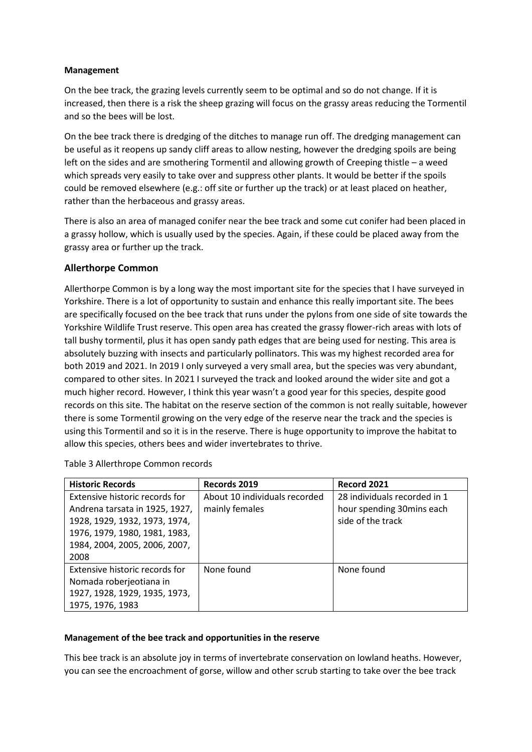**Management**

On the bee track, the grazing levels currently seem to be optimal and so do not change. If it is increased, then there is a risk the sheep grazing will focus on the grassy areas reducing the Tormentil and so the bees will be lost.

On the bee track there is dredging of the ditches to manage run off. The dredging management can be useful as it reopens up sandy cliff areas to allow nesting, however the dredging spoils are being left on the sides and are smothering Tormentil and allowing growth of Creeping thistle – a weed which spreads very easily to take over and suppress other plants. It would be better if the spoils could be removed elsewhere (e.g.: off site or further up the track) or at least placed on heather, rather than the herbaceous and grassy areas.

There is also an area of managed conifer near the bee track and some cut conifer had been placed in a grassy hollow, which is usually used by the species. Again, if these could be placed away from the grassy area or further up the track.

## Allerthorpe Common

Allerthorpe Common is by a long way the most important site for the species that I have surveyed in Yorkshire. There is a lot of opportunity to sustain and enhance this really important site. The bees are specifically focused on the bee track that runs under the pylons from one side of site towards the Yorkshire Wildlife Trust reserve. This open area has created the grassy flower-rich areas with lots of tall bushy tormentil, plus it has open sandy path edges that are being used for nesting. This area is absolutely buzzing with insects and particularly pollinators. This was my highest recorded area for both 2019 and 2021. In 2019 I only surveyed a very small area, but the species was very abundant, compared to other sites. In 2021 I surveyed the track and looked around the wider site and got a much higher record. However, I think this year wasn't a good year for this species, despite good records on this site. The habitat on the reserve section of the common is not really suitable, however there is some Tormentil growing on the very edge of the reserve near the track and the species is using this Tormentil and so it is in the reserve. There is huge opportunity to improve the habitat to allow this species, others bees and wider invertebrates to thrive.

Table 3 Allerthrope Common records

| Historic Records | Records 2019 | Record 2021 |
| --- | --- | --- |
| Extensive historic records for Andrena tarsata in 1925, 1927, 1928, 1929, 1932, 1973, 1974, 1976, 1979, 1980, 1981, 1983, 1984, 2004, 2005, 2006, 2007, 2008 | About 10 individuals recorded mainly females | 28 individuals recorded in 1 hour spending 30mins each side of the track |
| Extensive historic records for Nomada roberjeotiana in 1927, 1928, 1929, 1935, 1973, 1975, 1976, 1983 | None found | None found |

**Management of the bee track and opportunities in the reserve**

This bee track is an absolute joy in terms of invertebrate conservation on lowland heaths. However, you can see the encroachment of gorse, willow and other scrub starting to take over the bee track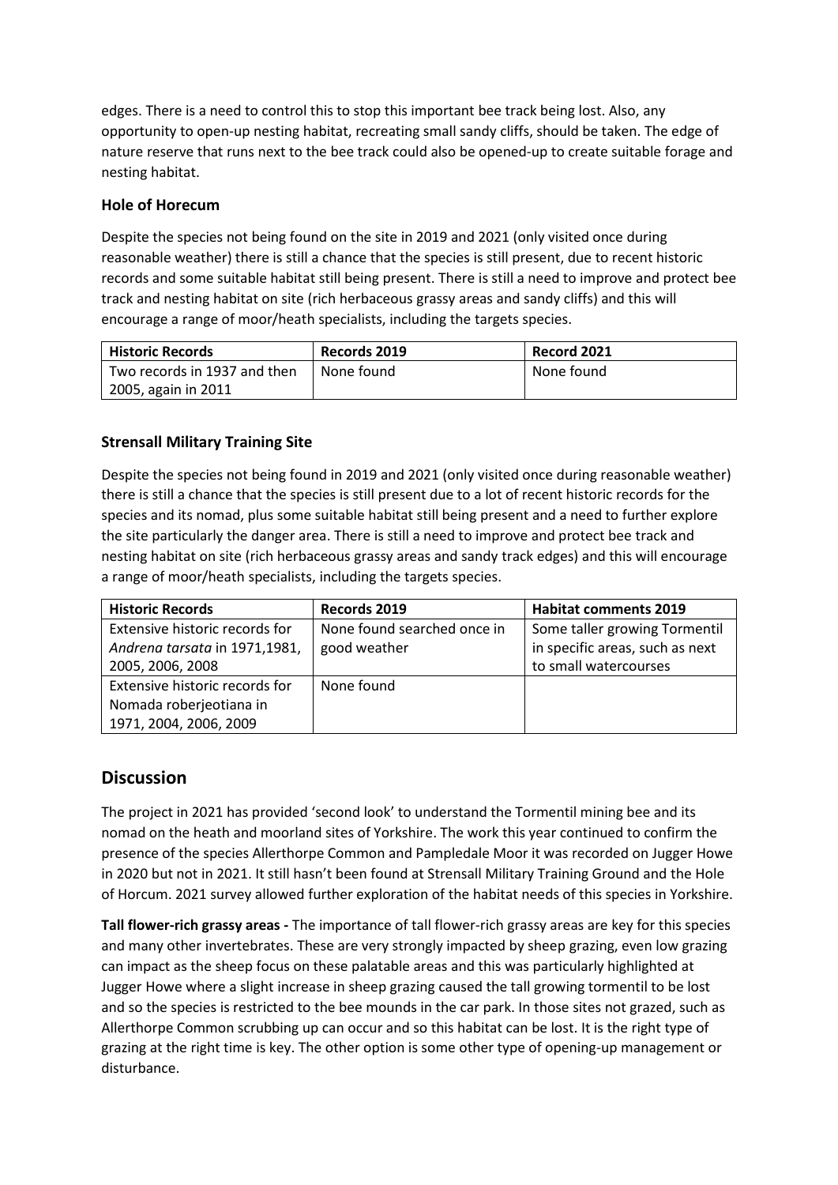edges. There is a need to control this to stop this important bee track being lost. Also, any opportunity to open-up nesting habitat, recreating small sandy cliffs, should be taken. The edge of nature reserve that runs next to the bee track could also be opened-up to create suitable forage and nesting habitat.

### Hole of Horecum

Despite the species not being found on the site in 2019 and 2021 (only visited once during reasonable weather) there is still a chance that the species is still present, due to recent historic records and some suitable habitat still being present. There is still a need to improve and protect bee track and nesting habitat on site (rich herbaceous grassy areas and sandy cliffs) and this will encourage a range of moor/heath specialists, including the targets species.

| Historic Records | Records 2019 | Record 2021 |
| --- | --- | --- |
| Two records in 1937 and then 2005, again in 2011 | None found | None found |

### Strensall Military Training Site

Despite the species not being found in 2019 and 2021 (only visited once during reasonable weather) there is still a chance that the species is still present due to a lot of recent historic records for the species and its nomad, plus some suitable habitat still being present and a need to further explore the site particularly the danger area. There is still a need to improve and protect bee track and nesting habitat on site (rich herbaceous grassy areas and sandy track edges) and this will encourage a range of moor/heath specialists, including the targets species.

| Historic Records | Records 2019 | Habitat comments 2019 |
| --- | --- | --- |
| Extensive historic records for *Andrena tarsata* in 1971,1981, 2005, 2006, 2008 | None found searched once in good weather | Some taller growing Tormentil in specific areas, such as next to small watercourses |
| Extensive historic records for Nomada roberjeotiana in 1971, 2004, 2006, 2009 | None found | |

## Discussion

The project in 2021 has provided 'second look' to understand the Tormentil mining bee and its nomad on the heath and moorland sites of Yorkshire. The work this year continued to confirm the presence of the species Allerthorpe Common and Pampledale Moor it was recorded on Jugger Howe in 2020 but not in 2021. It still hasn't been found at Strensall Military Training Ground and the Hole of Horcum. 2021 survey allowed further exploration of the habitat needs of this species in Yorkshire.

**Tall flower-rich grassy areas -** The importance of tall flower-rich grassy areas are key for this species and many other invertebrates. These are very strongly impacted by sheep grazing, even low grazing can impact as the sheep focus on these palatable areas and this was particularly highlighted at Jugger Howe where a slight increase in sheep grazing caused the tall growing tormentil to be lost and so the species is restricted to the bee mounds in the car park. In those sites not grazed, such as Allerthorpe Common scrubbing up can occur and so this habitat can be lost. It is the right type of grazing at the right time is key. The other option is some other type of opening-up management or disturbance.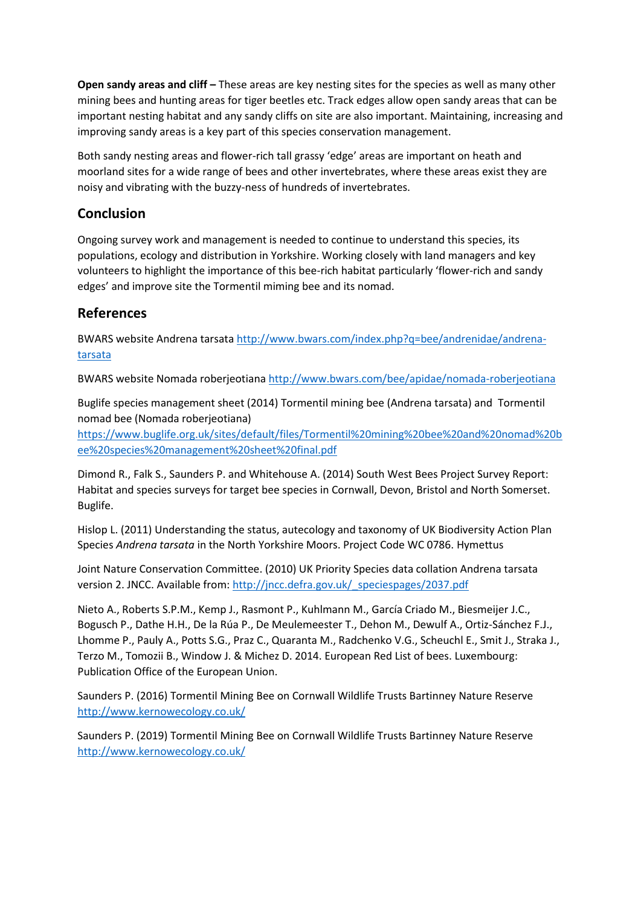**Open sandy areas and cliff –** These areas are key nesting sites for the species as well as many other mining bees and hunting areas for tiger beetles etc. Track edges allow open sandy areas that can be important nesting habitat and any sandy cliffs on site are also important. Maintaining, increasing and improving sandy areas is a key part of this species conservation management.

Both sandy nesting areas and flower-rich tall grassy 'edge' areas are important on heath and moorland sites for a wide range of bees and other invertebrates, where these areas exist they are noisy and vibrating with the buzzy-ness of hundreds of invertebrates.

## Conclusion

Ongoing survey work and management is needed to continue to understand this species, its populations, ecology and distribution in Yorkshire. Working closely with land managers and key volunteers to highlight the importance of this bee-rich habitat particularly 'flower-rich and sandy edges' and improve site the Tormentil miming bee and its nomad.

## References

BWARS website Andrena tarsata http://www.bwars.com/index.php?q=bee/andrenidae/andrena-tarsata

BWARS website Nomada roberjeotiana http://www.bwars.com/bee/apidae/nomada-roberjeotiana

Buglife species management sheet (2014) Tormentil mining bee (Andrena tarsata) and Tormentil nomad bee (Nomada roberjeotiana) https://www.buglife.org.uk/sites/default/files/Tormentil%20mining%20bee%20and%20nomad%20bee%20species%20management%20sheet%20final.pdf

Dimond R., Falk S., Saunders P. and Whitehouse A. (2014) South West Bees Project Survey Report: Habitat and species surveys for target bee species in Cornwall, Devon, Bristol and North Somerset. Buglife.

Hislop L. (2011) Understanding the status, autecology and taxonomy of UK Biodiversity Action Plan Species *Andrena tarsata* in the North Yorkshire Moors. Project Code WC 0786. Hymettus

Joint Nature Conservation Committee. (2010) UK Priority Species data collation Andrena tarsata version 2. JNCC. Available from: http://jncc.defra.gov.uk/_speciespages/2037.pdf

Nieto A., Roberts S.P.M., Kemp J., Rasmont P., Kuhlmann M., García Criado M., Biesmeijer J.C., Bogusch P., Dathe H.H., De la Rúa P., De Meulemeester T., Dehon M., Dewulf A., Ortiz-Sánchez F.J., Lhomme P., Pauly A., Potts S.G., Praz C., Quaranta M., Radchenko V.G., Scheuchl E., Smit J., Straka J., Terzo M., Tomozii B., Window J. & Michez D. 2014. European Red List of bees. Luxembourg: Publication Office of the European Union.

Saunders P. (2016) Tormentil Mining Bee on Cornwall Wildlife Trusts Bartinney Nature Reserve http://www.kernowecology.co.uk/

Saunders P. (2019) Tormentil Mining Bee on Cornwall Wildlife Trusts Bartinney Nature Reserve http://www.kernowecology.co.uk/